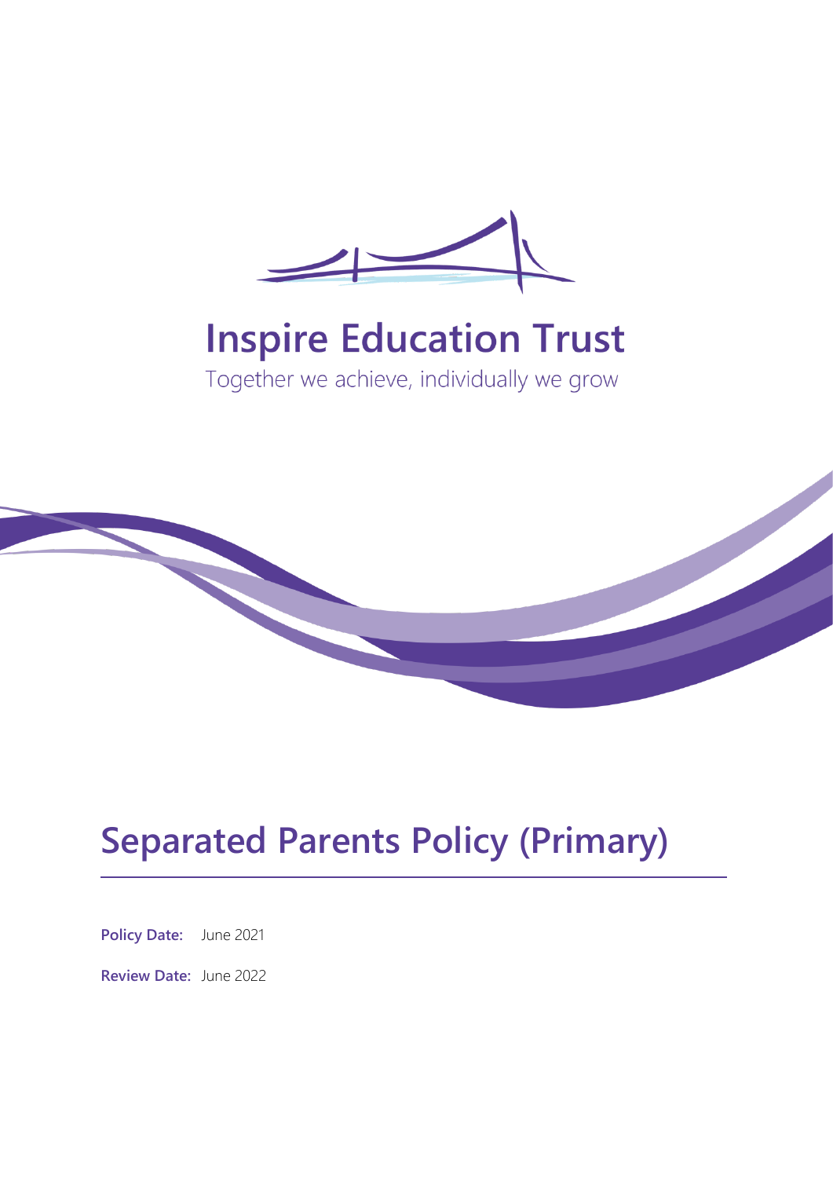# Inspire Education Trust

Together we achieve, individually we grow

# Separated Parents Policy (Primary)

**Policy Date:** June 2021

**Review Date:** June 2022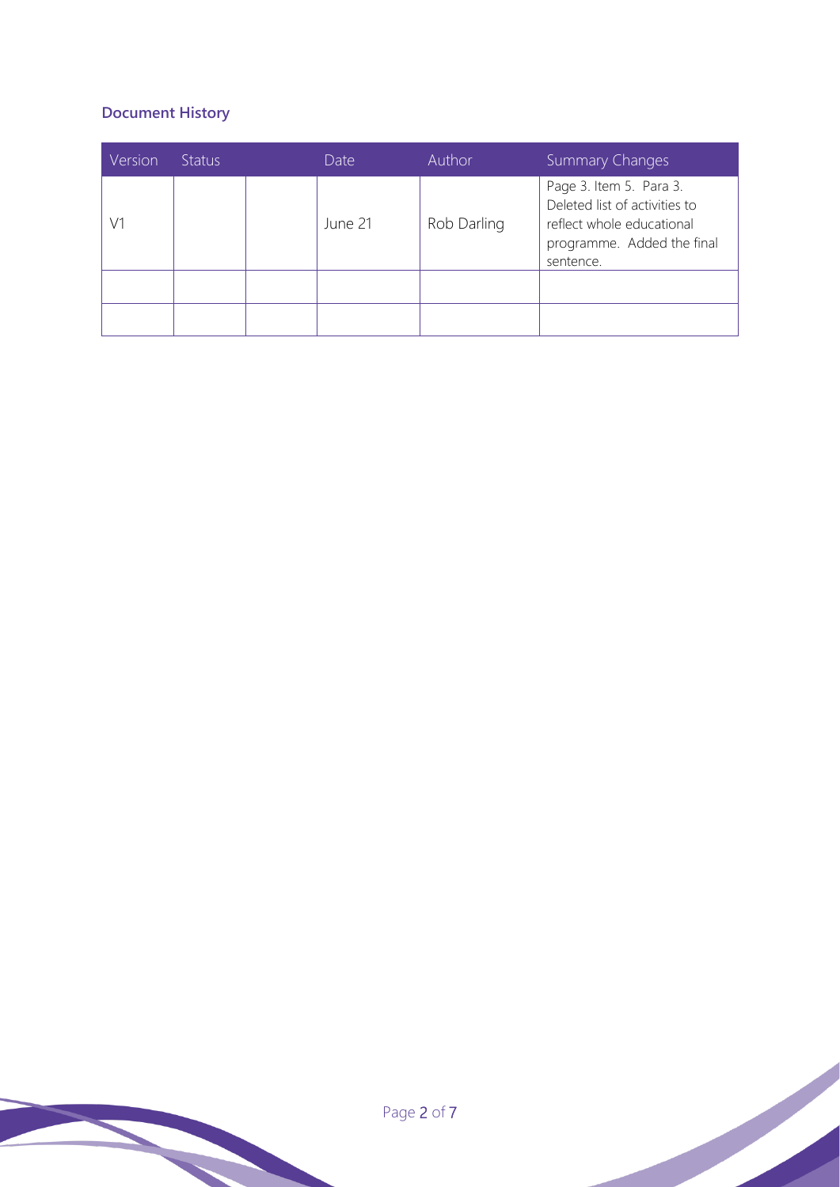## Document History

| Version | Status | | Date | Author | Summary Changes |
|---|---|---|---|---|---|
| V1 | | | June 21 | Rob Darling | Page 3. Item 5. Para 3. Deleted list of activities to reflect whole educational programme. Added the final sentence. |
| | | | | | |
| | | | | | |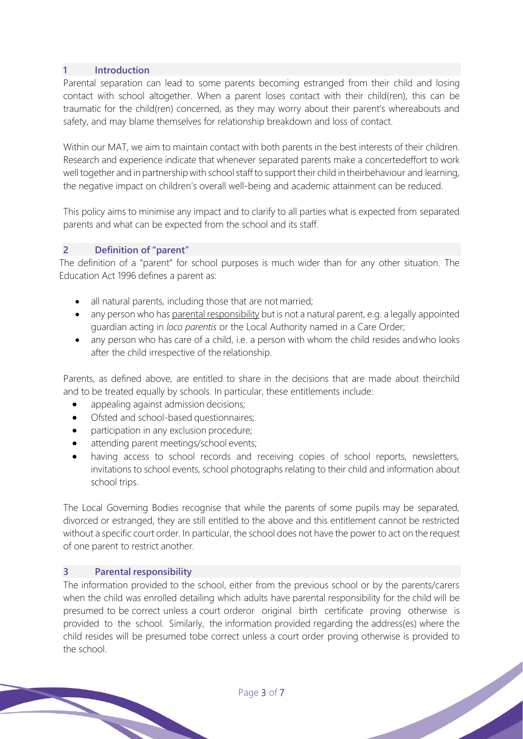## 1 Introduction

Parental separation can lead to some parents becoming estranged from their child and losing contact with school altogether. When a parent loses contact with their child(ren), this can be traumatic for the child(ren) concerned, as they may worry about their parent's whereabouts and safety, and may blame themselves for relationship breakdown and loss of contact.

Within our MAT, we aim to maintain contact with both parents in the best interests of their children. Research and experience indicate that whenever separated parents make a concertedeffort to work well together and in partnership with school staff to support their child in theirbehaviour and learning, the negative impact on children's overall well-being and academic attainment can be reduced.

This policy aims to minimise any impact and to clarify to all parties what is expected from separated parents and what can be expected from the school and its staff.

## 2 Definition of "parent"

The definition of a "parent" for school purposes is much wider than for any other situation. The Education Act 1996 defines a parent as:

- all natural parents, including those that are not married;
- any person who has parental responsibility but is not a natural parent, e.g. a legally appointed guardian acting in *loco parentis* or the Local Authority named in a Care Order;
- any person who has care of a child, i.e. a person with whom the child resides andwho looks after the child irrespective of the relationship.

Parents, as defined above, are entitled to share in the decisions that are made about theirchild and to be treated equally by schools. In particular, these entitlements include:

- appealing against admission decisions;
- Ofsted and school-based questionnaires;
- participation in any exclusion procedure;
- attending parent meetings/school events;
- having access to school records and receiving copies of school reports, newsletters, invitations to school events, school photographs relating to their child and information about school trips.

The Local Governing Bodies recognise that while the parents of some pupils may be separated, divorced or estranged, they are still entitled to the above and this entitlement cannot be restricted without a specific court order. In particular, the school does not have the power to act on the request of one parent to restrict another.

## 3 Parental responsibility

The information provided to the school, either from the previous school or by the parents/carers when the child was enrolled detailing which adults have parental responsibility for the child will be presumed to be correct unless a court orderor original birth certificate proving otherwise is provided to the school. Similarly, the information provided regarding the address(es) where the child resides will be presumed tobe correct unless a court order proving otherwise is provided to the school.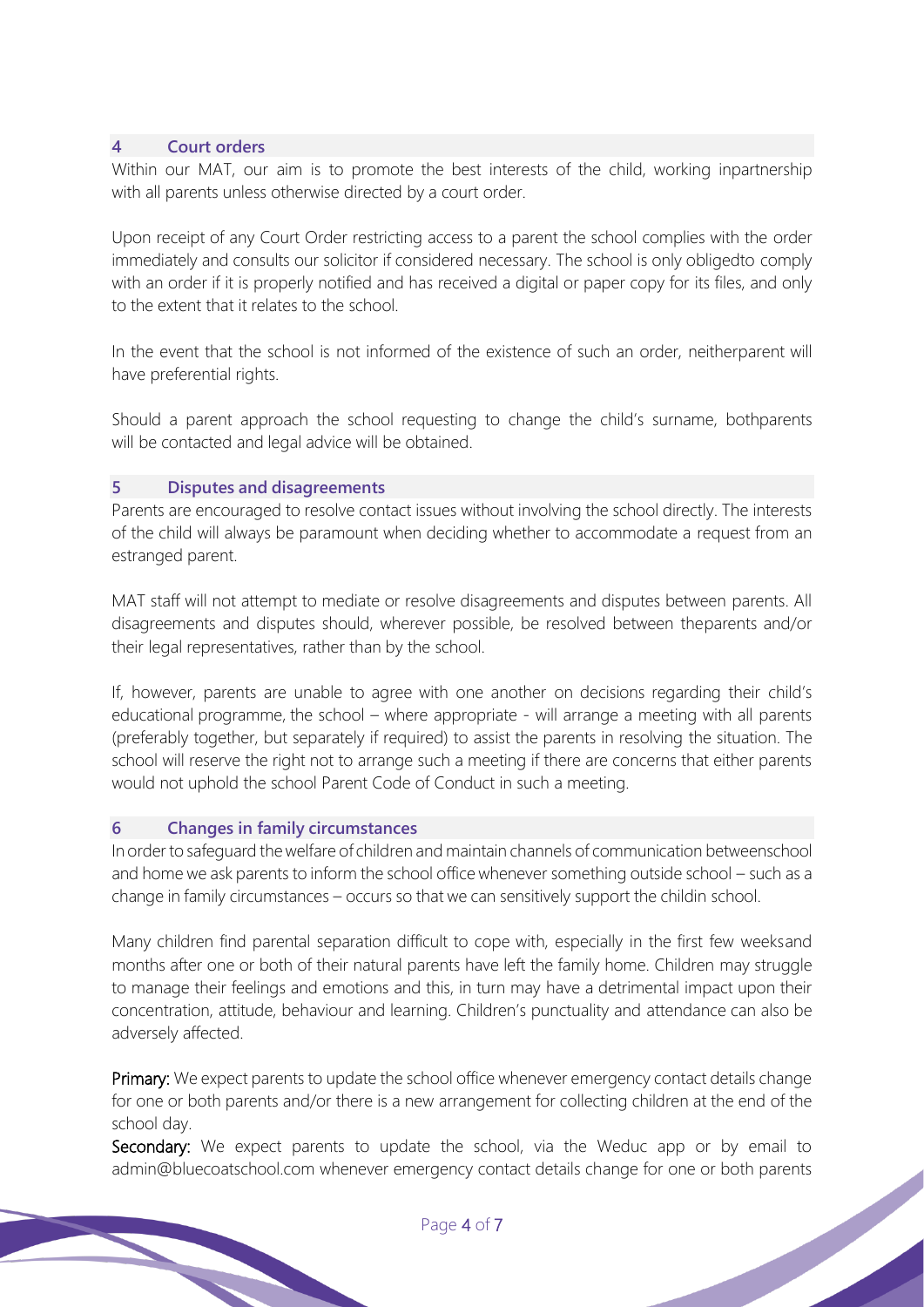## 4 Court orders

Within our MAT, our aim is to promote the best interests of the child, working inpartnership with all parents unless otherwise directed by a court order.

Upon receipt of any Court Order restricting access to a parent the school complies with the order immediately and consults our solicitor if considered necessary. The school is only obligedto comply with an order if it is properly notified and has received a digital or paper copy for its files, and only to the extent that it relates to the school.

In the event that the school is not informed of the existence of such an order, neitherparent will have preferential rights.

Should a parent approach the school requesting to change the child's surname, bothparents will be contacted and legal advice will be obtained.

## 5 Disputes and disagreements

Parents are encouraged to resolve contact issues without involving the school directly. The interests of the child will always be paramount when deciding whether to accommodate a request from an estranged parent.

MAT staff will not attempt to mediate or resolve disagreements and disputes between parents. All disagreements and disputes should, wherever possible, be resolved between theparents and/or their legal representatives, rather than by the school.

If, however, parents are unable to agree with one another on decisions regarding their child's educational programme, the school – where appropriate - will arrange a meeting with all parents (preferably together, but separately if required) to assist the parents in resolving the situation. The school will reserve the right not to arrange such a meeting if there are concerns that either parents would not uphold the school Parent Code of Conduct in such a meeting.

## 6 Changes in family circumstances

In order to safeguard the welfare of children and maintain channels of communication betweenschool and home we ask parents to inform the school office whenever something outside school – such as a change in family circumstances – occurs so that we can sensitively support the childin school.

Many children find parental separation difficult to cope with, especially in the first few weeksand months after one or both of their natural parents have left the family home. Children may struggle to manage their feelings and emotions and this, in turn may have a detrimental impact upon their concentration, attitude, behaviour and learning. Children's punctuality and attendance can also be adversely affected.

**Primary:** We expect parents to update the school office whenever emergency contact details change for one or both parents and/or there is a new arrangement for collecting children at the end of the school day.

**Secondary:** We expect parents to update the school, via the Weduc app or by email to admin@bluecoatschool.com whenever emergency contact details change for one or both parents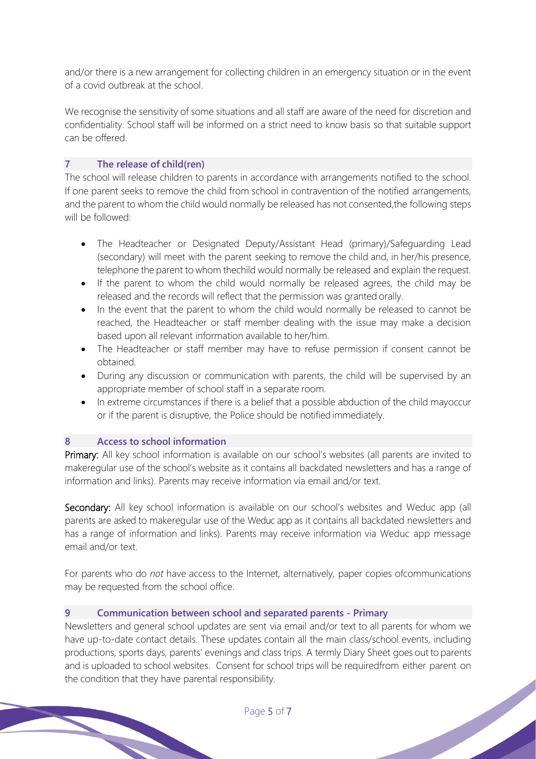and/or there is a new arrangement for collecting children in an emergency situation or in the event of a covid outbreak at the school.

We recognise the sensitivity of some situations and all staff are aware of the need for discretion and confidentiality. School staff will be informed on a strict need to know basis so that suitable support can be offered.

## 7 The release of child(ren)

The school will release children to parents in accordance with arrangements notified to the school. If one parent seeks to remove the child from school in contravention of the notified arrangements, and the parent to whom the child would normally be released has not consented,the following steps will be followed:

- The Headteacher or Designated Deputy/Assistant Head (primary)/Safeguarding Lead (secondary) will meet with the parent seeking to remove the child and, in her/his presence, telephone the parent to whom thechild would normally be released and explain the request.
- If the parent to whom the child would normally be released agrees, the child may be released and the records will reflect that the permission was granted orally.
- In the event that the parent to whom the child would normally be released to cannot be reached, the Headteacher or staff member dealing with the issue may make a decision based upon all relevant information available to her/him.
- The Headteacher or staff member may have to refuse permission if consent cannot be obtained.
- During any discussion or communication with parents, the child will be supervised by an appropriate member of school staff in a separate room.
- In extreme circumstances if there is a belief that a possible abduction of the child mayoccur or if the parent is disruptive, the Police should be notified immediately.

## 8 Access to school information

**Primary:** All key school information is available on our school's websites (all parents are invited to makeregular use of the school's website as it contains all backdated newsletters and has a range of information and links). Parents may receive information via email and/or text.

**Secondary:** All key school information is available on our school's websites and Weduc app (all parents are asked to makeregular use of the Weduc app as it contains all backdated newsletters and has a range of information and links). Parents may receive information via Weduc app message email and/or text.

For parents who do *not* have access to the Internet, alternatively, paper copies ofcommunications may be requested from the school office.

## 9 Communication between school and separated parents - Primary

Newsletters and general school updates are sent via email and/or text to all parents for whom we have up-to-date contact details. These updates contain all the main class/school events, including productions, sports days, parents' evenings and class trips. A termly Diary Sheet goes out to parents and is uploaded to school websites. Consent for school trips will be requiredfrom either parent on the condition that they have parental responsibility.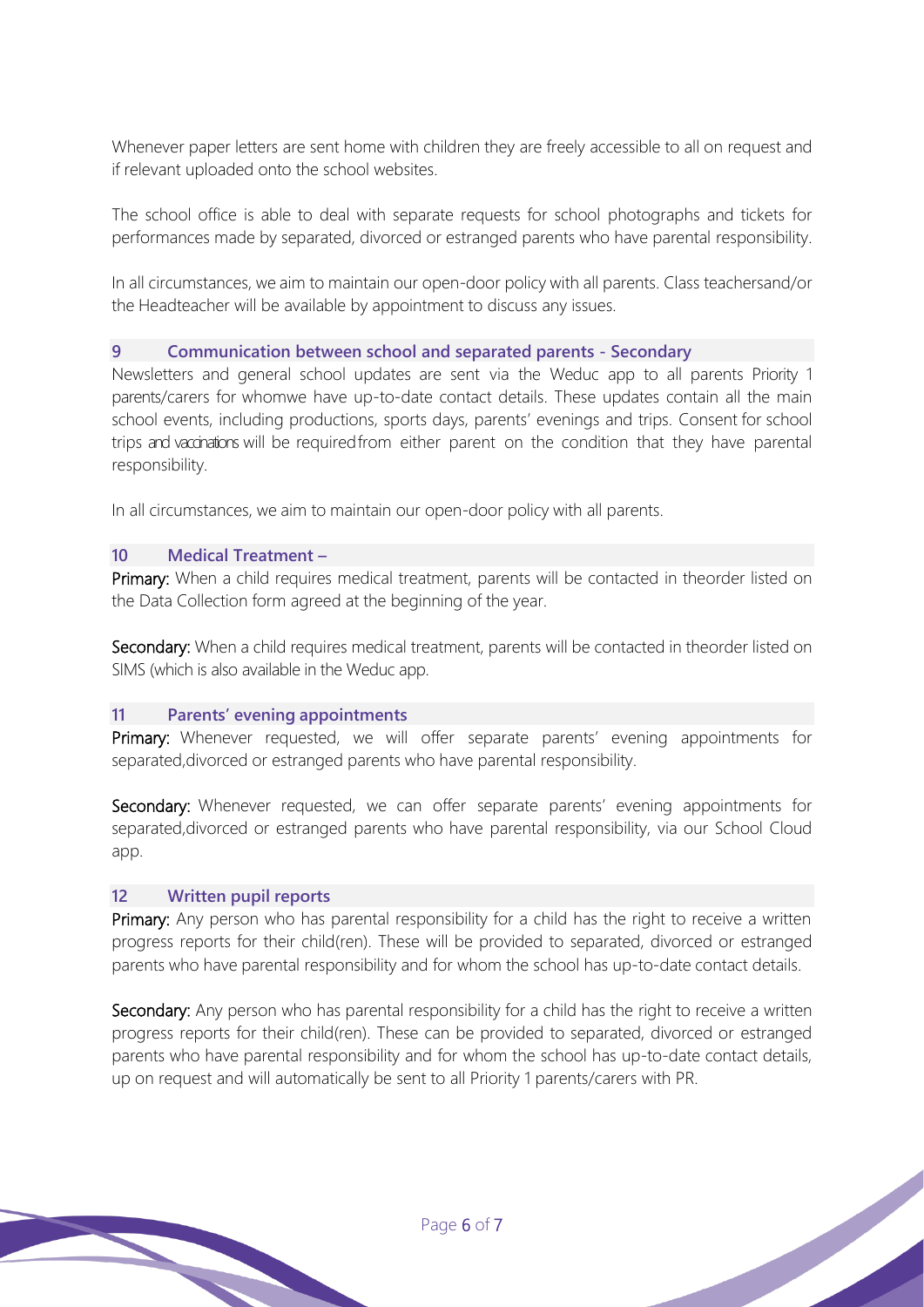Whenever paper letters are sent home with children they are freely accessible to all on request and if relevant uploaded onto the school websites.

The school office is able to deal with separate requests for school photographs and tickets for performances made by separated, divorced or estranged parents who have parental responsibility.

In all circumstances, we aim to maintain our open-door policy with all parents. Class teachersand/or the Headteacher will be available by appointment to discuss any issues.

## 9 Communication between school and separated parents - Secondary

Newsletters and general school updates are sent via the Weduc app to all parents Priority 1 parents/carers for whomwe have up-to-date contact details. These updates contain all the main school events, including productions, sports days, parents' evenings and trips. Consent for school trips and vaccinations will be requiredfrom either parent on the condition that they have parental responsibility.

In all circumstances, we aim to maintain our open-door policy with all parents.

## 10 Medical Treatment –

**Primary:** When a child requires medical treatment, parents will be contacted in theorder listed on the Data Collection form agreed at the beginning of the year.

**Secondary:** When a child requires medical treatment, parents will be contacted in theorder listed on SIMS (which is also available in the Weduc app.

## 11 Parents' evening appointments

**Primary:** Whenever requested, we will offer separate parents' evening appointments for separated,divorced or estranged parents who have parental responsibility.

**Secondary:** Whenever requested, we can offer separate parents' evening appointments for separated,divorced or estranged parents who have parental responsibility, via our School Cloud app.

## 12 Written pupil reports

**Primary:** Any person who has parental responsibility for a child has the right to receive a written progress reports for their child(ren). These will be provided to separated, divorced or estranged parents who have parental responsibility and for whom the school has up-to-date contact details.

**Secondary:** Any person who has parental responsibility for a child has the right to receive a written progress reports for their child(ren). These can be provided to separated, divorced or estranged parents who have parental responsibility and for whom the school has up-to-date contact details, up on request and will automatically be sent to all Priority 1 parents/carers with PR.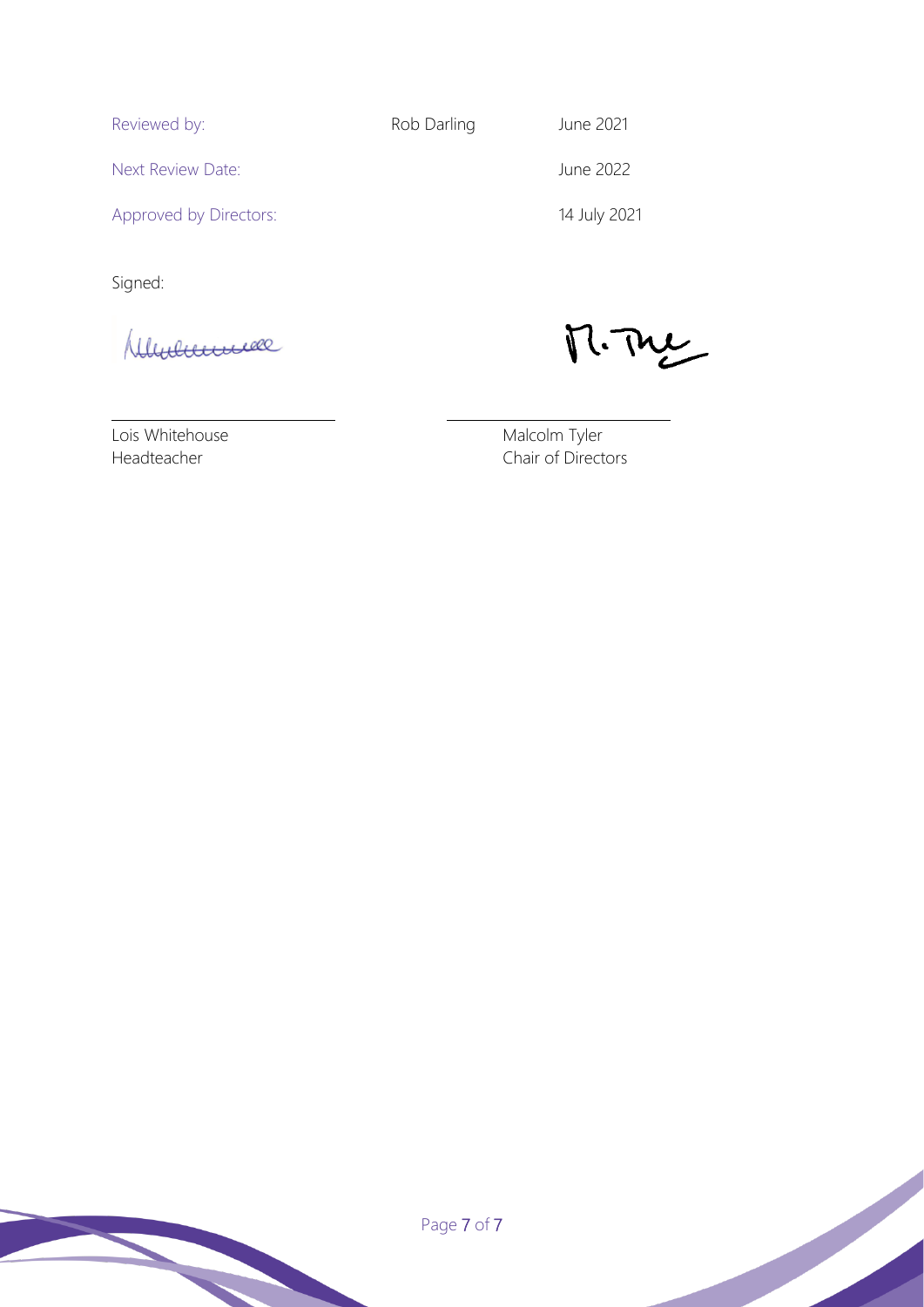| | | |
|---|---|---|
| Reviewed by: | Rob Darling | June 2021 |
| Next Review Date: | | June 2022 |
| Approved by Directors: | | 14 July 2021 |

Signed:

Lois Whitehouse
Headteacher

Malcolm Tyler
Chair of Directors